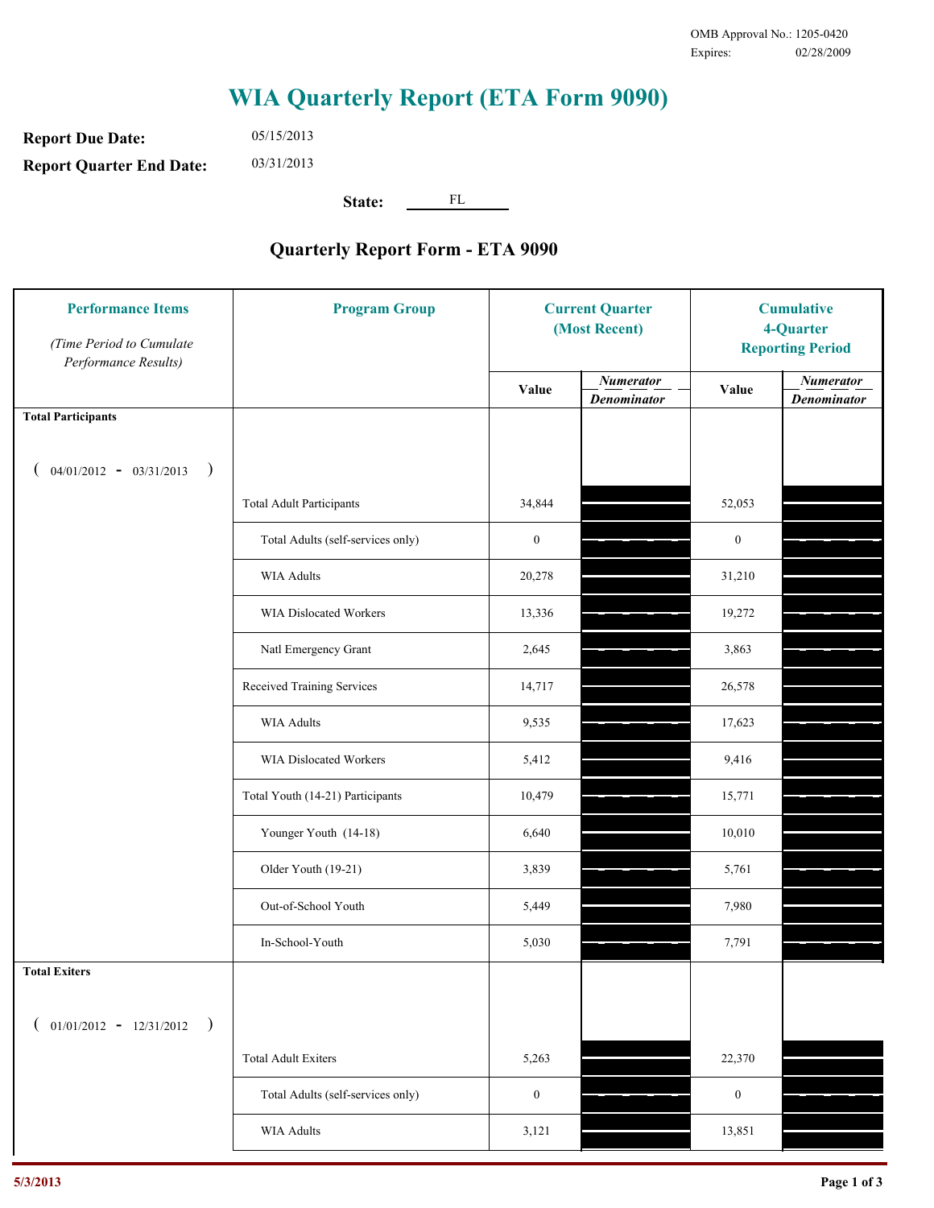OMB Approval No.: 1205-0420
Expires: 02/28/2009

# WIA Quarterly Report (ETA Form 9090)

**Report Due Date:** 05/15/2013

**Report Quarter End Date:** 03/31/2013

**State:** FL

## Quarterly Report Form - ETA 9090

| Performance Items *(Time Period to Cumulate Performance Results)* | Program Group | Current Quarter (Most Recent) | | Cumulative 4-Quarter Reporting Period | |
|---|---|---|---|---|---|
| | | Value | *Numerator / Denominator* | Value | *Numerator / Denominator* |
| **Total Participants** ( 04/01/2012 - 03/31/2013 ) | | | | | |
| | Total Adult Participants | 34,844 | | 52,053 | |
| | Total Adults (self-services only) | 0 | | 0 | |
| | WIA Adults | 20,278 | | 31,210 | |
| | WIA Dislocated Workers | 13,336 | | 19,272 | |
| | Natl Emergency Grant | 2,645 | | 3,863 | |
| | Received Training Services | 14,717 | | 26,578 | |
| | WIA Adults | 9,535 | | 17,623 | |
| | WIA Dislocated Workers | 5,412 | | 9,416 | |
| | Total Youth (14-21) Participants | 10,479 | | 15,771 | |
| | Younger Youth (14-18) | 6,640 | | 10,010 | |
| | Older Youth (19-21) | 3,839 | | 5,761 | |
| | Out-of-School Youth | 5,449 | | 7,980 | |
| | In-School-Youth | 5,030 | | 7,791 | |
| **Total Exiters** ( 01/01/2012 - 12/31/2012 ) | | | | | |
| | Total Adult Exiters | 5,263 | | 22,370 | |
| | Total Adults (self-services only) | 0 | | 0 | |
| | WIA Adults | 3,121 | | 13,851 | |

5/3/2013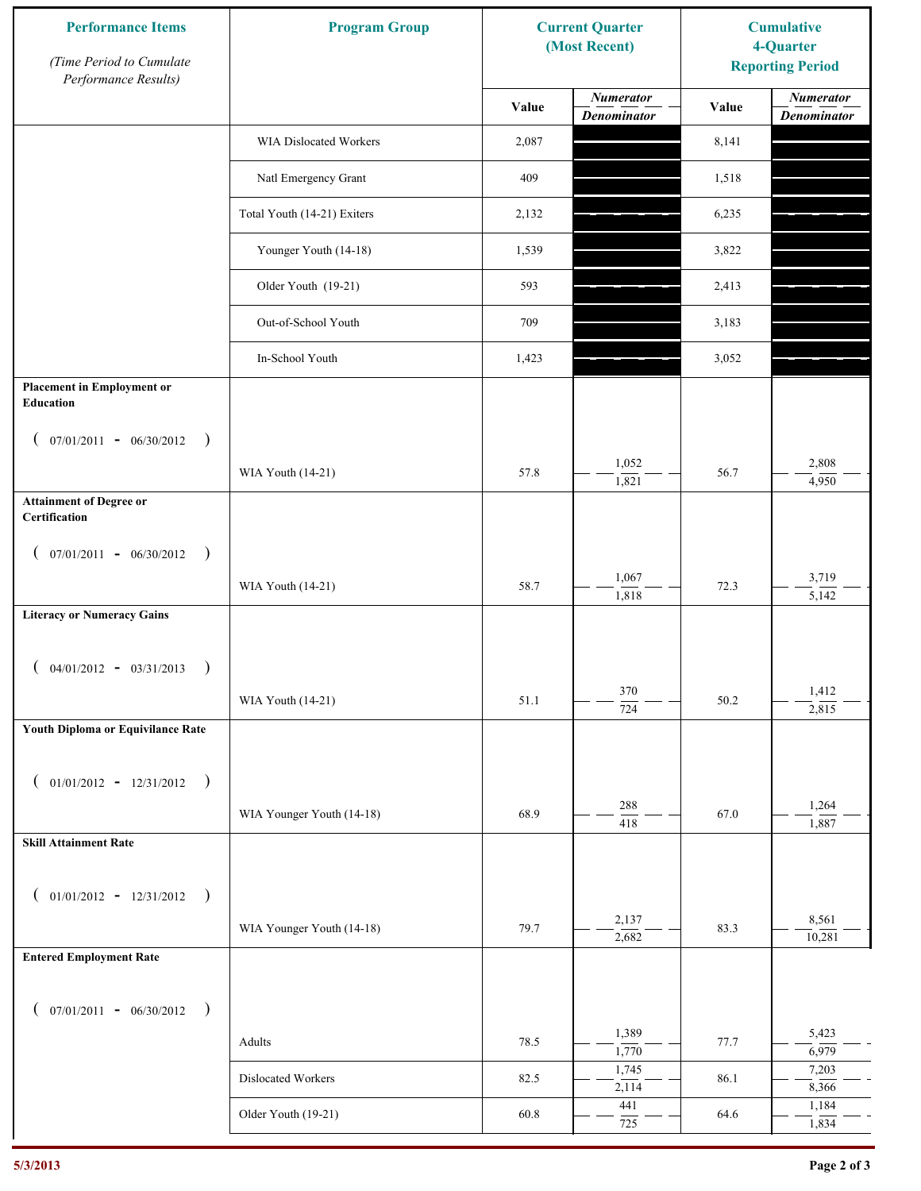| Performance Items (Time Period to Cumulate Performance Results) | Program Group | Current Quarter (Most Recent) | | Cumulative 4-Quarter Reporting Period | |
|---|---|---|---|---|---|
| | | Value | Numerator / Denominator | Value | Numerator / Denominator |
| | WIA Dislocated Workers | 2,087 | | 8,141 | |
| | Natl Emergency Grant | 409 | | 1,518 | |
| | Total Youth (14-21) Exiters | 2,132 | | 6,235 | |
| | Younger Youth (14-18) | 1,539 | | 3,822 | |
| | Older Youth (19-21) | 593 | | 2,413 | |
| | Out-of-School Youth | 709 | | 3,183 | |
| | In-School Youth | 1,423 | | 3,052 | |
| **Placement in Employment or Education** ( 07/01/2011 - 06/30/2012 ) | WIA Youth (14-21) | 57.8 | 1,052 / 1,821 | 56.7 | 2,808 / 4,950 |
| **Attainment of Degree or Certification** ( 07/01/2011 - 06/30/2012 ) | WIA Youth (14-21) | 58.7 | 1,067 / 1,818 | 72.3 | 3,719 / 5,142 |
| **Literacy or Numeracy Gains** ( 04/01/2012 - 03/31/2013 ) | WIA Youth (14-21) | 51.1 | 370 / 724 | 50.2 | 1,412 / 2,815 |
| **Youth Diploma or Equivilance Rate** ( 01/01/2012 - 12/31/2012 ) | WIA Younger Youth (14-18) | 68.9 | 288 / 418 | 67.0 | 1,264 / 1,887 |
| **Skill Attainment Rate** ( 01/01/2012 - 12/31/2012 ) | WIA Younger Youth (14-18) | 79.7 | 2,137 / 2,682 | 83.3 | 8,561 / 10,281 |
| **Entered Employment Rate** ( 07/01/2011 - 06/30/2012 ) | Adults | 78.5 | 1,389 / 1,770 | 77.7 | 5,423 / 6,979 |
| | Dislocated Workers | 82.5 | 1,745 / 2,114 | 86.1 | 7,203 / 8,366 |
| | Older Youth (19-21) | 60.8 | 441 / 725 | 64.6 | 1,184 / 1,834 |

5/3/2013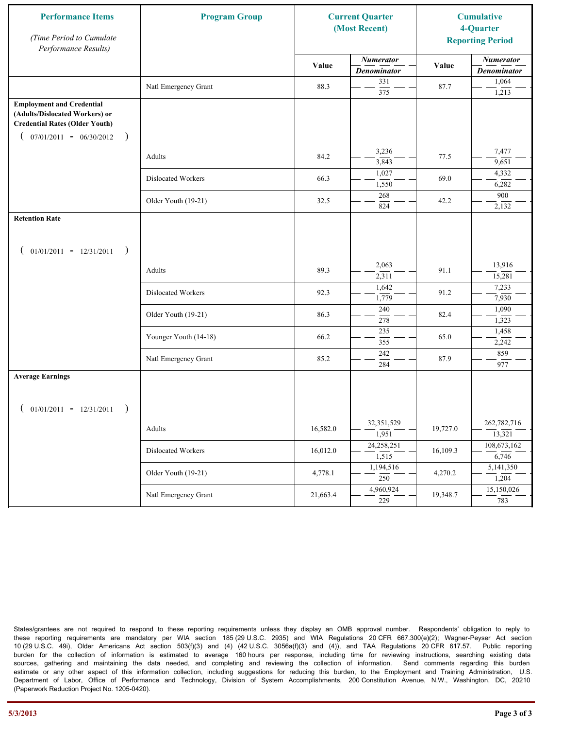| Performance Items *(Time Period to Cumulate Performance Results)* | Program Group | Current Quarter (Most Recent) | | Cumulative 4-Quarter Reporting Period | |
|---|---|---|---|---|---|
| | | Value | *Numerator / Denominator* | Value | *Numerator / Denominator* |
| | Natl Emergency Grant | 88.3 | 331 / 375 | 87.7 | 1,064 / 1,213 |
| **Employment and Credential (Adults/Dislocated Workers) or Credential Rates (Older Youth)** ( 07/01/2011 - 06/30/2012 ) | Adults | 84.2 | 3,236 / 3,843 | 77.5 | 7,477 / 9,651 |
| | Dislocated Workers | 66.3 | 1,027 / 1,550 | 69.0 | 4,332 / 6,282 |
| | Older Youth (19-21) | 32.5 | 268 / 824 | 42.2 | 900 / 2,132 |
| **Retention Rate** ( 01/01/2011 - 12/31/2011 ) | Adults | 89.3 | 2,063 / 2,311 | 91.1 | 13,916 / 15,281 |
| | Dislocated Workers | 92.3 | 1,642 / 1,779 | 91.2 | 7,233 / 7,930 |
| | Older Youth (19-21) | 86.3 | 240 / 278 | 82.4 | 1,090 / 1,323 |
| | Younger Youth (14-18) | 66.2 | 235 / 355 | 65.0 | 1,458 / 2,242 |
| | Natl Emergency Grant | 85.2 | 242 / 284 | 87.9 | 859 / 977 |
| **Average Earnings** ( 01/01/2011 - 12/31/2011 ) | Adults | 16,582.0 | 32,351,529 / 1,951 | 19,727.0 | 262,782,716 / 13,321 |
| | Dislocated Workers | 16,012.0 | 24,258,251 / 1,515 | 16,109.3 | 108,673,162 / 6,746 |
| | Older Youth (19-21) | 4,778.1 | 1,194,516 / 250 | 4,270.2 | 5,141,350 / 1,204 |
| | Natl Emergency Grant | 21,663.4 | 4,960,924 / 229 | 19,348.7 | 15,150,026 / 783 |

States/grantees are not required to respond to these reporting requirements unless they display an OMB approval number. Respondents' obligation to reply to these reporting requirements are mandatory per WIA section 185 (29 U.S.C. 2935) and WIA Regulations 20 CFR 667.300(e)(2); Wagner-Peyser Act section 10 (29 U.S.C. 49i), Older Americans Act section 503(f)(3) and (4) (42 U.S.C. 3056a(f)(3) and (4)), and TAA Regulations 20 CFR 617.57. Public reporting burden for the collection of information is estimated to average 160 hours per response, including time for reviewing instructions, searching data sources, gathering and maintaining the data needed, and completing and reviewing the collection of information. Send comments regarding this burden estimate or any other aspect of this information collection, including suggestions for reducing this burden, to the Employment and Training Administration, U.S. Department of Labor, Office of Performance and Technology, Division of System Accomplishments, 200 Constitution Avenue, N.W., Washington, DC, 20210 (Paperwork Reduction Project No. 1205-0420).

5/3/2013